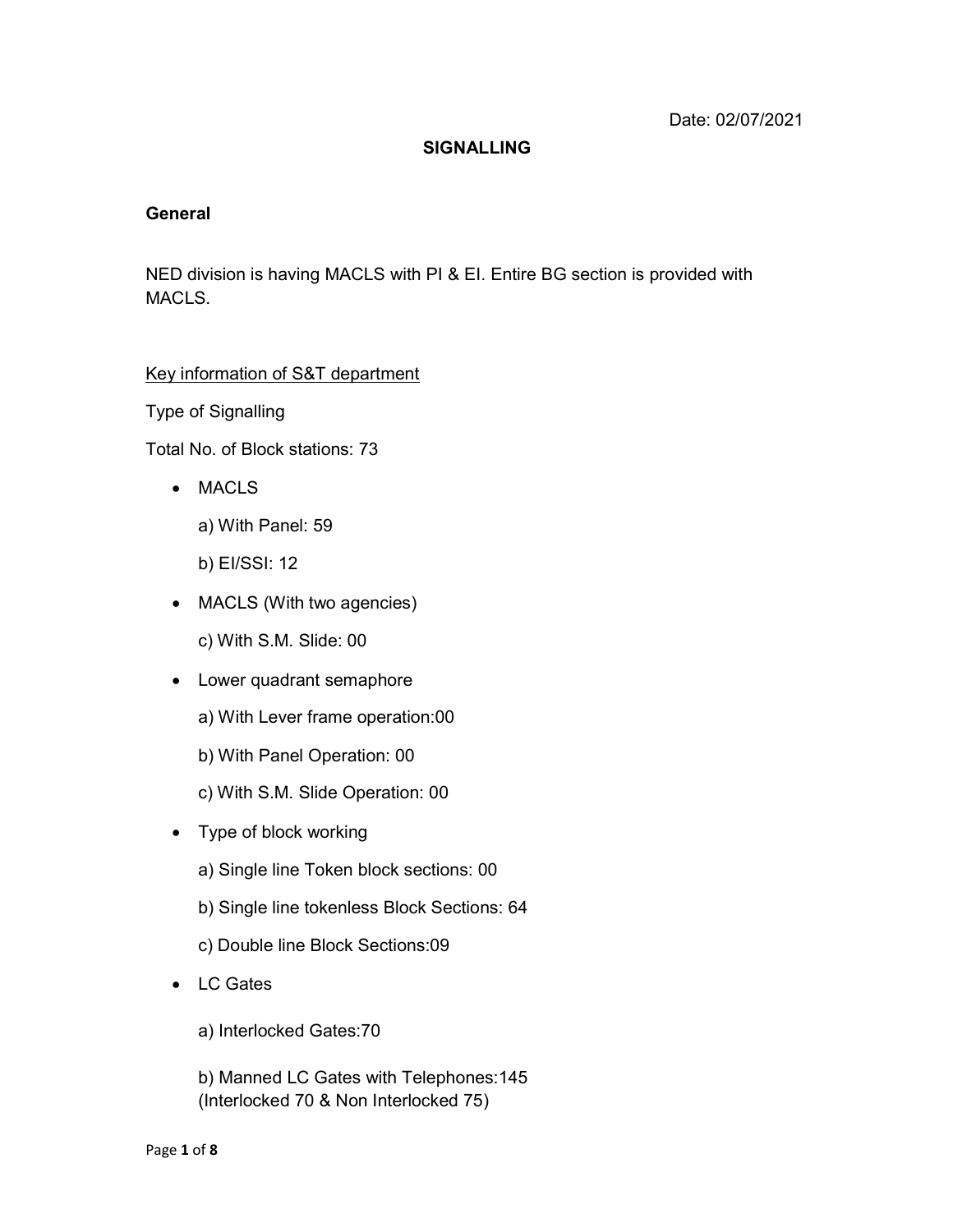Date: 02/07/2021

# SIGNALLING

## General

NED division is having MACLS with PI & EI. Entire BG section is provided with MACLS.

Key information of S&T department

Type of Signalling

Total No. of Block stations: 73

- MACLS

  a) With Panel: 59

  b) EI/SSI: 12

- MACLS (With two agencies)

  c) With S.M. Slide: 00

- Lower quadrant semaphore

  a) With Lever frame operation:00

  b) With Panel Operation: 00

  c) With S.M. Slide Operation: 00

- Type of block working

  a) Single line Token block sections: 00

  b) Single line tokenless Block Sections: 64

  c) Double line Block Sections:09

- LC Gates

  a) Interlocked Gates:70

  b) Manned LC Gates with Telephones:145
  (Interlocked 70 & Non Interlocked 75)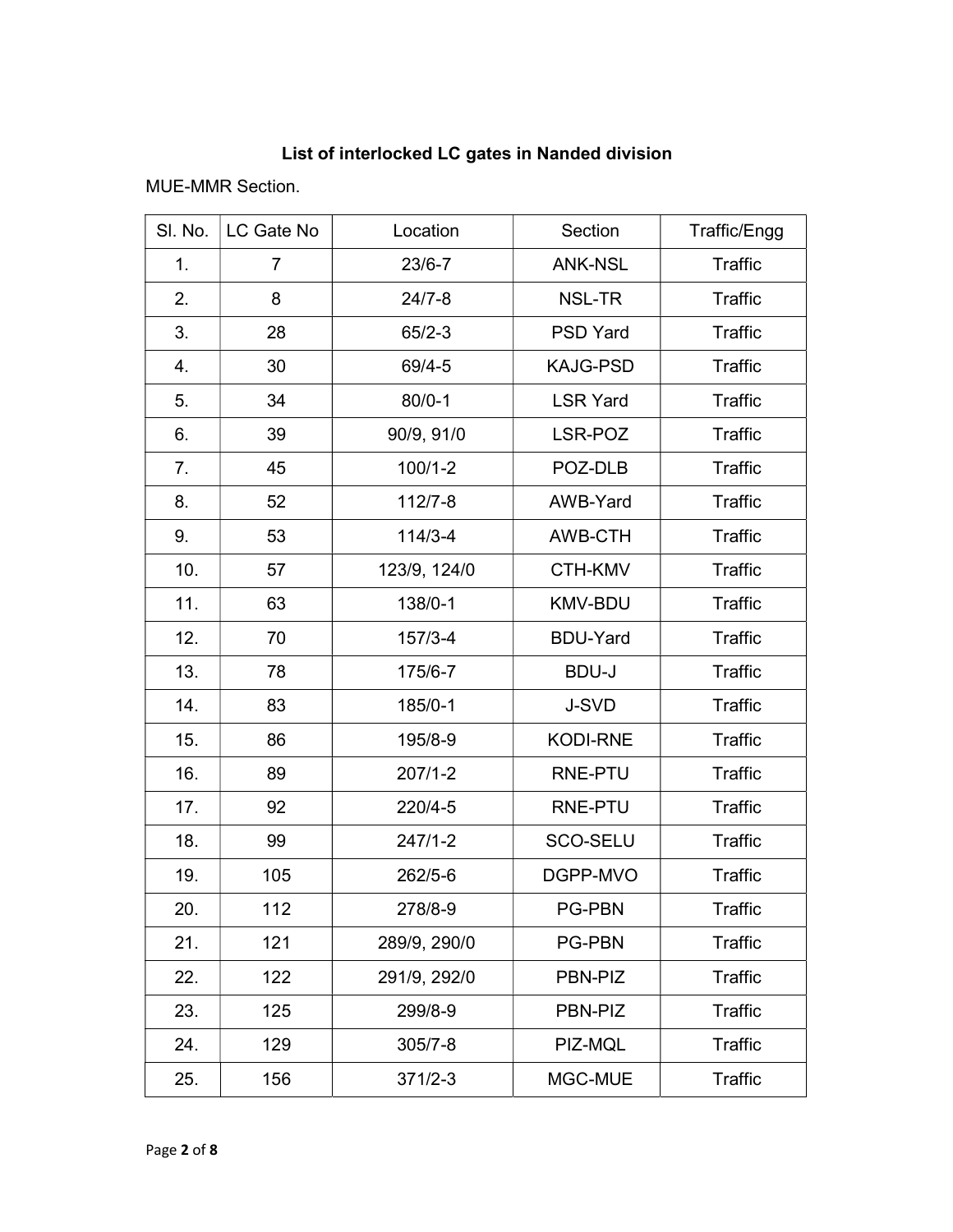## List of interlocked LC gates in Nanded division

MUE-MMR Section.

| Sl. No. | LC Gate No | Location | Section | Traffic/Engg |
|---|---|---|---|---|
| 1. | 7 | 23/6-7 | ANK-NSL | Traffic |
| 2. | 8 | 24/7-8 | NSL-TR | Traffic |
| 3. | 28 | 65/2-3 | PSD Yard | Traffic |
| 4. | 30 | 69/4-5 | KAJG-PSD | Traffic |
| 5. | 34 | 80/0-1 | LSR Yard | Traffic |
| 6. | 39 | 90/9, 91/0 | LSR-POZ | Traffic |
| 7. | 45 | 100/1-2 | POZ-DLB | Traffic |
| 8. | 52 | 112/7-8 | AWB-Yard | Traffic |
| 9. | 53 | 114/3-4 | AWB-CTH | Traffic |
| 10. | 57 | 123/9, 124/0 | CTH-KMV | Traffic |
| 11. | 63 | 138/0-1 | KMV-BDU | Traffic |
| 12. | 70 | 157/3-4 | BDU-Yard | Traffic |
| 13. | 78 | 175/6-7 | BDU-J | Traffic |
| 14. | 83 | 185/0-1 | J-SVD | Traffic |
| 15. | 86 | 195/8-9 | KODI-RNE | Traffic |
| 16. | 89 | 207/1-2 | RNE-PTU | Traffic |
| 17. | 92 | 220/4-5 | RNE-PTU | Traffic |
| 18. | 99 | 247/1-2 | SCO-SELU | Traffic |
| 19. | 105 | 262/5-6 | DGPP-MVO | Traffic |
| 20. | 112 | 278/8-9 | PG-PBN | Traffic |
| 21. | 121 | 289/9, 290/0 | PG-PBN | Traffic |
| 22. | 122 | 291/9, 292/0 | PBN-PIZ | Traffic |
| 23. | 125 | 299/8-9 | PBN-PIZ | Traffic |
| 24. | 129 | 305/7-8 | PIZ-MQL | Traffic |
| 25. | 156 | 371/2-3 | MGC-MUE | Traffic |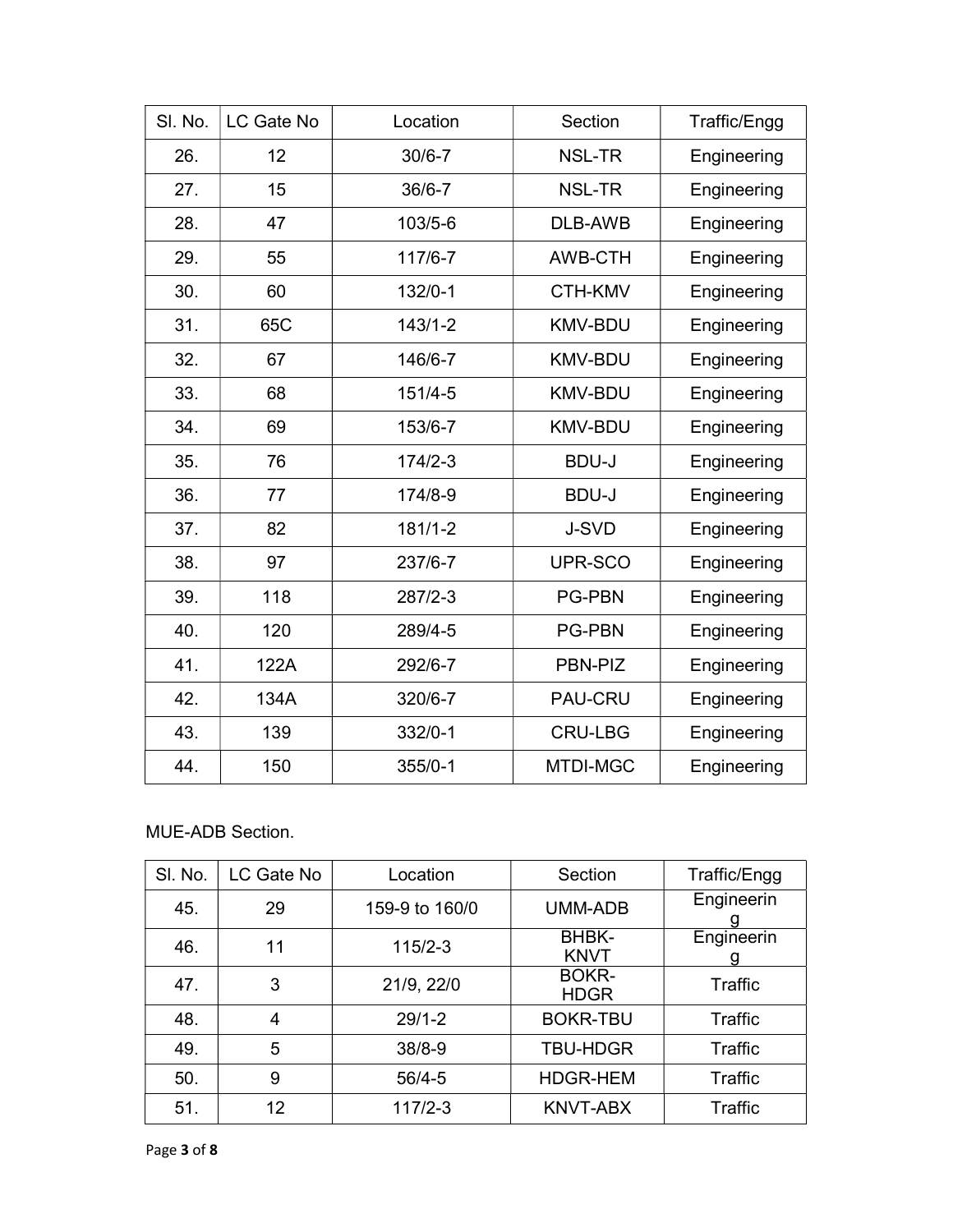| Sl. No. | LC Gate No | Location | Section | Traffic/Engg |
|---|---|---|---|---|
| 26. | 12 | 30/6-7 | NSL-TR | Engineering |
| 27. | 15 | 36/6-7 | NSL-TR | Engineering |
| 28. | 47 | 103/5-6 | DLB-AWB | Engineering |
| 29. | 55 | 117/6-7 | AWB-CTH | Engineering |
| 30. | 60 | 132/0-1 | CTH-KMV | Engineering |
| 31. | 65C | 143/1-2 | KMV-BDU | Engineering |
| 32. | 67 | 146/6-7 | KMV-BDU | Engineering |
| 33. | 68 | 151/4-5 | KMV-BDU | Engineering |
| 34. | 69 | 153/6-7 | KMV-BDU | Engineering |
| 35. | 76 | 174/2-3 | BDU-J | Engineering |
| 36. | 77 | 174/8-9 | BDU-J | Engineering |
| 37. | 82 | 181/1-2 | J-SVD | Engineering |
| 38. | 97 | 237/6-7 | UPR-SCO | Engineering |
| 39. | 118 | 287/2-3 | PG-PBN | Engineering |
| 40. | 120 | 289/4-5 | PG-PBN | Engineering |
| 41. | 122A | 292/6-7 | PBN-PIZ | Engineering |
| 42. | 134A | 320/6-7 | PAU-CRU | Engineering |
| 43. | 139 | 332/0-1 | CRU-LBG | Engineering |
| 44. | 150 | 355/0-1 | MTDI-MGC | Engineering |

MUE-ADB Section.

| Sl. No. | LC Gate No | Location | Section | Traffic/Engg |
|---|---|---|---|---|
| 45. | 29 | 159-9 to 160/0 | UMM-ADB | Engineering |
| 46. | 11 | 115/2-3 | BHBK-KNVT | Engineering |
| 47. | 3 | 21/9, 22/0 | BOKR-HDGR | Traffic |
| 48. | 4 | 29/1-2 | BOKR-TBU | Traffic |
| 49. | 5 | 38/8-9 | TBU-HDGR | Traffic |
| 50. | 9 | 56/4-5 | HDGR-HEM | Traffic |
| 51. | 12 | 117/2-3 | KNVT-ABX | Traffic |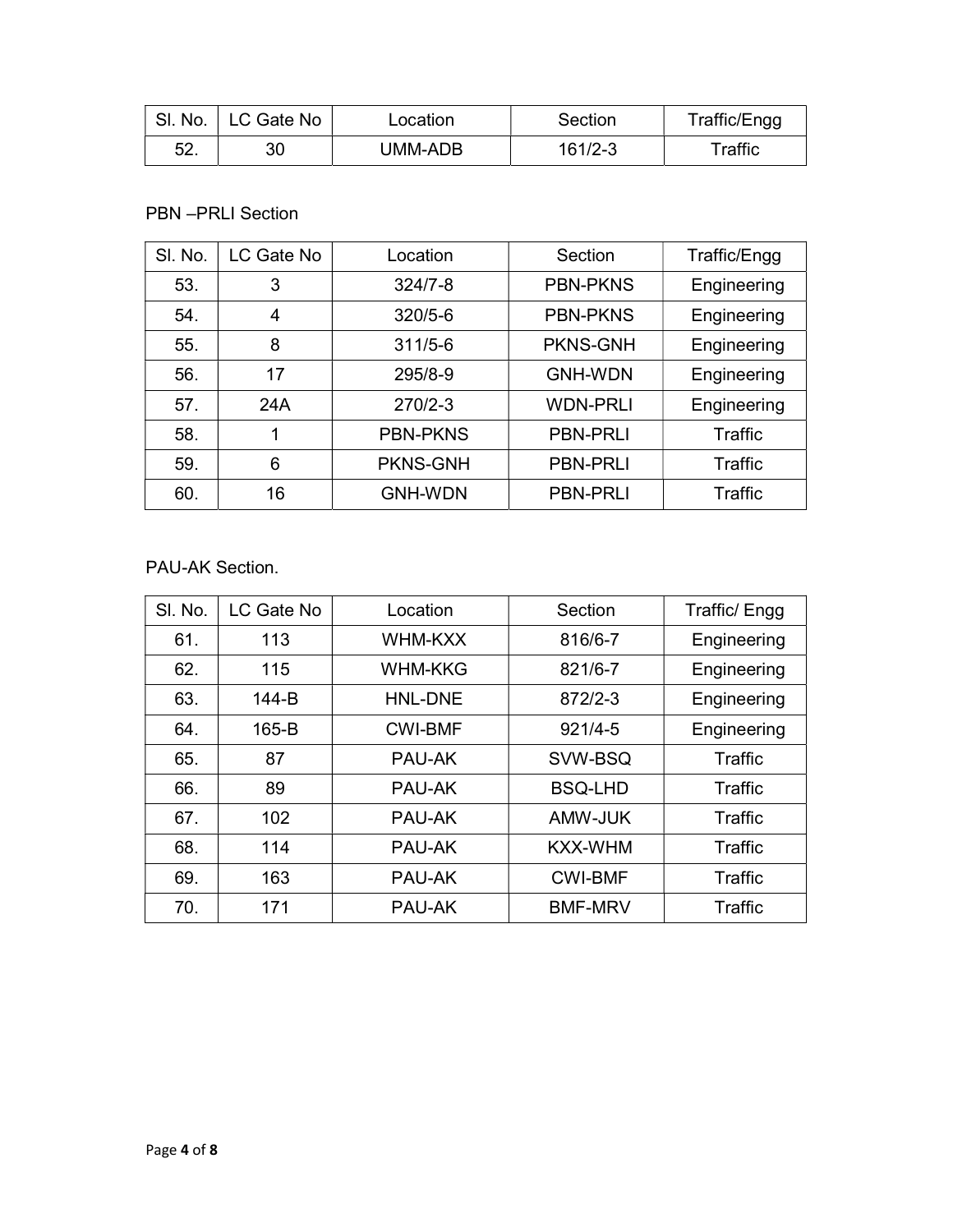| Sl. No. | LC Gate No | Location | Section | Traffic/Engg |
|---|---|---|---|---|
| 52. | 30 | UMM-ADB | 161/2-3 | Traffic |

PBN –PRLI Section

| Sl. No. | LC Gate No | Location | Section | Traffic/Engg |
|---|---|---|---|---|
| 53. | 3 | 324/7-8 | PBN-PKNS | Engineering |
| 54. | 4 | 320/5-6 | PBN-PKNS | Engineering |
| 55. | 8 | 311/5-6 | PKNS-GNH | Engineering |
| 56. | 17 | 295/8-9 | GNH-WDN | Engineering |
| 57. | 24A | 270/2-3 | WDN-PRLI | Engineering |
| 58. | 1 | PBN-PKNS | PBN-PRLI | Traffic |
| 59. | 6 | PKNS-GNH | PBN-PRLI | Traffic |
| 60. | 16 | GNH-WDN | PBN-PRLI | Traffic |

PAU-AK Section.

| Sl. No. | LC Gate No | Location | Section | Traffic/ Engg |
|---|---|---|---|---|
| 61. | 113 | WHM-KXX | 816/6-7 | Engineering |
| 62. | 115 | WHM-KKG | 821/6-7 | Engineering |
| 63. | 144-B | HNL-DNE | 872/2-3 | Engineering |
| 64. | 165-B | CWI-BMF | 921/4-5 | Engineering |
| 65. | 87 | PAU-AK | SVW-BSQ | Traffic |
| 66. | 89 | PAU-AK | BSQ-LHD | Traffic |
| 67. | 102 | PAU-AK | AMW-JUK | Traffic |
| 68. | 114 | PAU-AK | KXX-WHM | Traffic |
| 69. | 163 | PAU-AK | CWI-BMF | Traffic |
| 70. | 171 | PAU-AK | BMF-MRV | Traffic |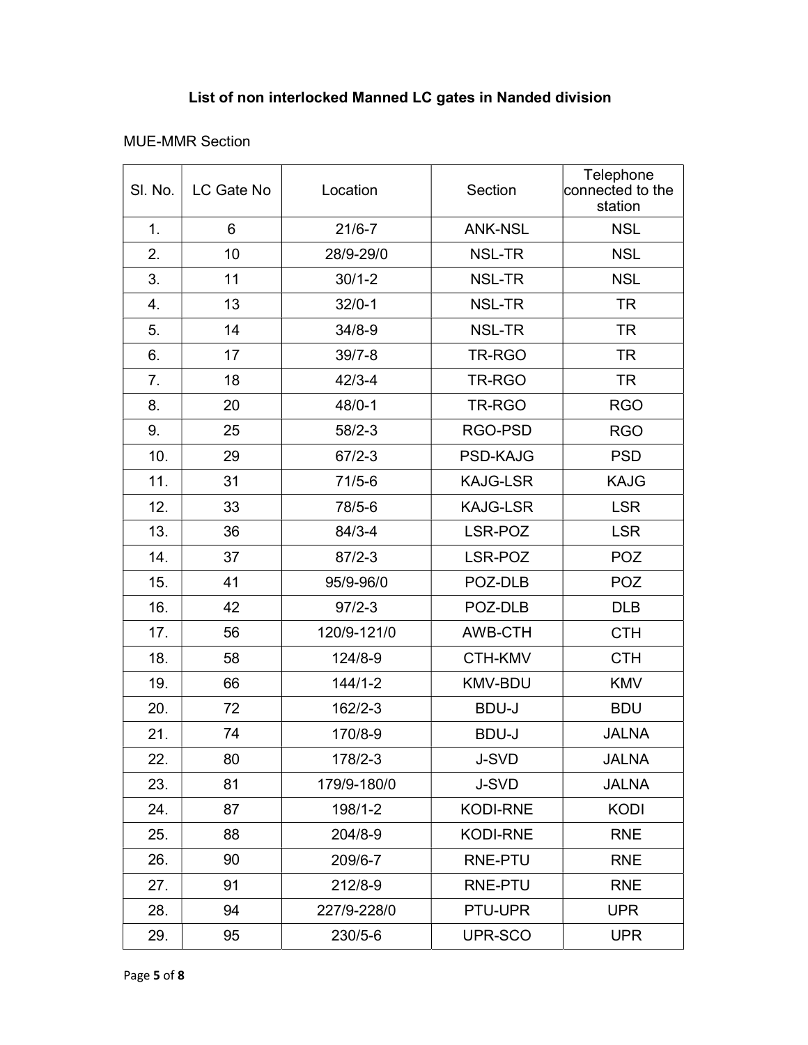## List of non interlocked Manned LC gates in Nanded division

MUE-MMR Section

| Sl. No. | LC Gate No | Location | Section | Telephone connected to the station |
|---|---|---|---|---|
| 1. | 6 | 21/6-7 | ANK-NSL | NSL |
| 2. | 10 | 28/9-29/0 | NSL-TR | NSL |
| 3. | 11 | 30/1-2 | NSL-TR | NSL |
| 4. | 13 | 32/0-1 | NSL-TR | TR |
| 5. | 14 | 34/8-9 | NSL-TR | TR |
| 6. | 17 | 39/7-8 | TR-RGO | TR |
| 7. | 18 | 42/3-4 | TR-RGO | TR |
| 8. | 20 | 48/0-1 | TR-RGO | RGO |
| 9. | 25 | 58/2-3 | RGO-PSD | RGO |
| 10. | 29 | 67/2-3 | PSD-KAJG | PSD |
| 11. | 31 | 71/5-6 | KAJG-LSR | KAJG |
| 12. | 33 | 78/5-6 | KAJG-LSR | LSR |
| 13. | 36 | 84/3-4 | LSR-POZ | LSR |
| 14. | 37 | 87/2-3 | LSR-POZ | POZ |
| 15. | 41 | 95/9-96/0 | POZ-DLB | POZ |
| 16. | 42 | 97/2-3 | POZ-DLB | DLB |
| 17. | 56 | 120/9-121/0 | AWB-CTH | CTH |
| 18. | 58 | 124/8-9 | CTH-KMV | CTH |
| 19. | 66 | 144/1-2 | KMV-BDU | KMV |
| 20. | 72 | 162/2-3 | BDU-J | BDU |
| 21. | 74 | 170/8-9 | BDU-J | JALNA |
| 22. | 80 | 178/2-3 | J-SVD | JALNA |
| 23. | 81 | 179/9-180/0 | J-SVD | JALNA |
| 24. | 87 | 198/1-2 | KODI-RNE | KODI |
| 25. | 88 | 204/8-9 | KODI-RNE | RNE |
| 26. | 90 | 209/6-7 | RNE-PTU | RNE |
| 27. | 91 | 212/8-9 | RNE-PTU | RNE |
| 28. | 94 | 227/9-228/0 | PTU-UPR | UPR |
| 29. | 95 | 230/5-6 | UPR-SCO | UPR |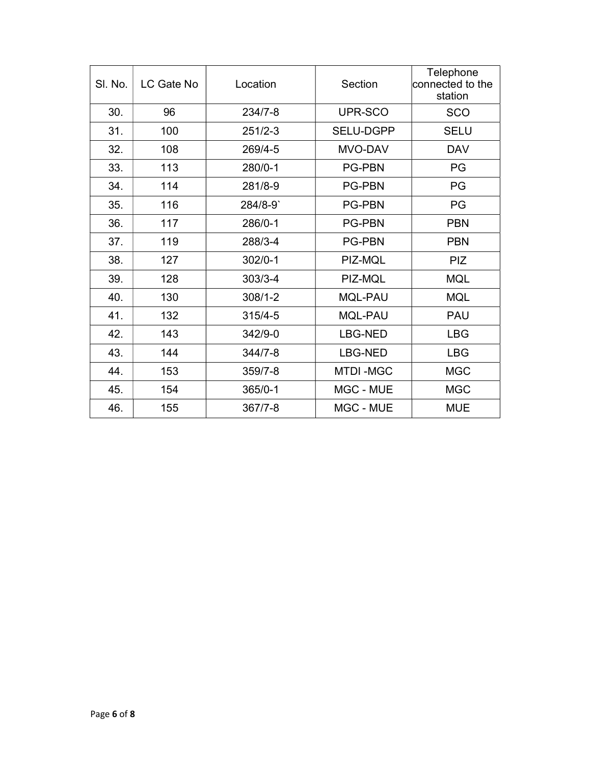| Sl. No. | LC Gate No | Location | Section | Telephone connected to the station |
|---|---|---|---|---|
| 30. | 96 | 234/7-8 | UPR-SCO | SCO |
| 31. | 100 | 251/2-3 | SELU-DGPP | SELU |
| 32. | 108 | 269/4-5 | MVO-DAV | DAV |
| 33. | 113 | 280/0-1 | PG-PBN | PG |
| 34. | 114 | 281/8-9 | PG-PBN | PG |
| 35. | 116 | 284/8-9` | PG-PBN | PG |
| 36. | 117 | 286/0-1 | PG-PBN | PBN |
| 37. | 119 | 288/3-4 | PG-PBN | PBN |
| 38. | 127 | 302/0-1 | PIZ-MQL | PIZ |
| 39. | 128 | 303/3-4 | PIZ-MQL | MQL |
| 40. | 130 | 308/1-2 | MQL-PAU | MQL |
| 41. | 132 | 315/4-5 | MQL-PAU | PAU |
| 42. | 143 | 342/9-0 | LBG-NED | LBG |
| 43. | 144 | 344/7-8 | LBG-NED | LBG |
| 44. | 153 | 359/7-8 | MTDI -MGC | MGC |
| 45. | 154 | 365/0-1 | MGC - MUE | MGC |
| 46. | 155 | 367/7-8 | MGC - MUE | MUE |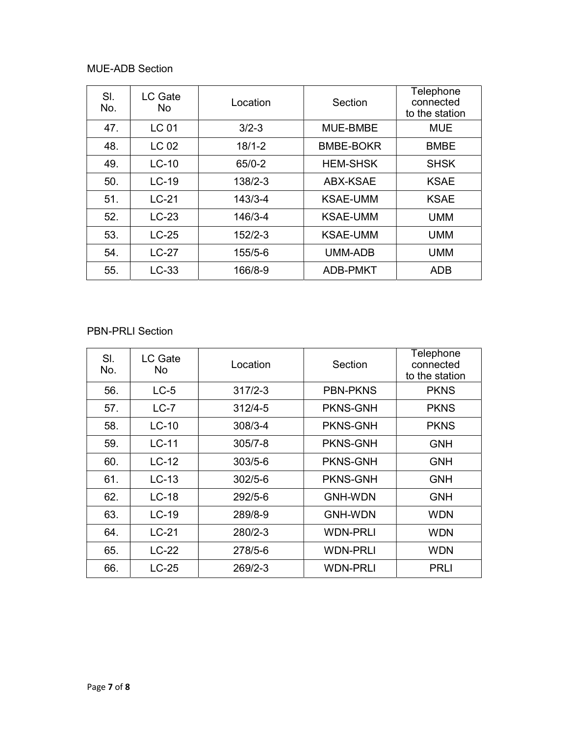MUE-ADB Section

| Sl. No. | LC Gate No | Location | Section | Telephone connected to the station |
|---|---|---|---|---|
| 47. | LC 01 | 3/2-3 | MUE-BMBE | MUE |
| 48. | LC 02 | 18/1-2 | BMBE-BOKR | BMBE |
| 49. | LC-10 | 65/0-2 | HEM-SHSK | SHSK |
| 50. | LC-19 | 138/2-3 | ABX-KSAE | KSAE |
| 51. | LC-21 | 143/3-4 | KSAE-UMM | KSAE |
| 52. | LC-23 | 146/3-4 | KSAE-UMM | UMM |
| 53. | LC-25 | 152/2-3 | KSAE-UMM | UMM |
| 54. | LC-27 | 155/5-6 | UMM-ADB | UMM |
| 55. | LC-33 | 166/8-9 | ADB-PMKT | ADB |

PBN-PRLI Section

| Sl. No. | LC Gate No | Location | Section | Telephone connected to the station |
|---|---|---|---|---|
| 56. | LC-5 | 317/2-3 | PBN-PKNS | PKNS |
| 57. | LC-7 | 312/4-5 | PKNS-GNH | PKNS |
| 58. | LC-10 | 308/3-4 | PKNS-GNH | PKNS |
| 59. | LC-11 | 305/7-8 | PKNS-GNH | GNH |
| 60. | LC-12 | 303/5-6 | PKNS-GNH | GNH |
| 61. | LC-13 | 302/5-6 | PKNS-GNH | GNH |
| 62. | LC-18 | 292/5-6 | GNH-WDN | GNH |
| 63. | LC-19 | 289/8-9 | GNH-WDN | WDN |
| 64. | LC-21 | 280/2-3 | WDN-PRLI | WDN |
| 65. | LC-22 | 278/5-6 | WDN-PRLI | WDN |
| 66. | LC-25 | 269/2-3 | WDN-PRLI | PRLI |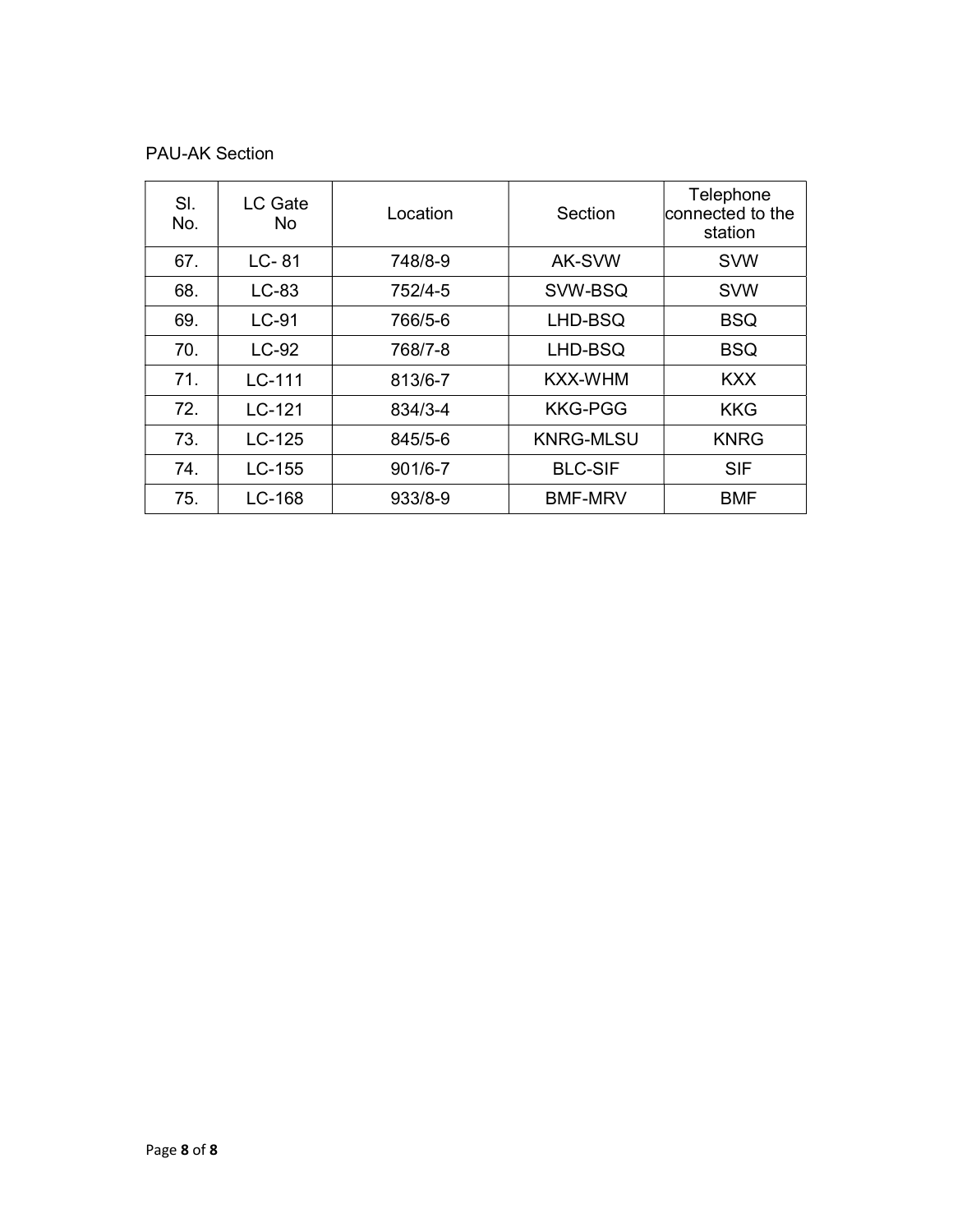PAU-AK Section

| Sl. No. | LC Gate No | Location | Section | Telephone connected to the station |
|---|---|---|---|---|
| 67. | LC- 81 | 748/8-9 | AK-SVW | SVW |
| 68. | LC-83 | 752/4-5 | SVW-BSQ | SVW |
| 69. | LC-91 | 766/5-6 | LHD-BSQ | BSQ |
| 70. | LC-92 | 768/7-8 | LHD-BSQ | BSQ |
| 71. | LC-111 | 813/6-7 | KXX-WHM | KXX |
| 72. | LC-121 | 834/3-4 | KKG-PGG | KKG |
| 73. | LC-125 | 845/5-6 | KNRG-MLSU | KNRG |
| 74. | LC-155 | 901/6-7 | BLC-SIF | SIF |
| 75. | LC-168 | 933/8-9 | BMF-MRV | BMF |